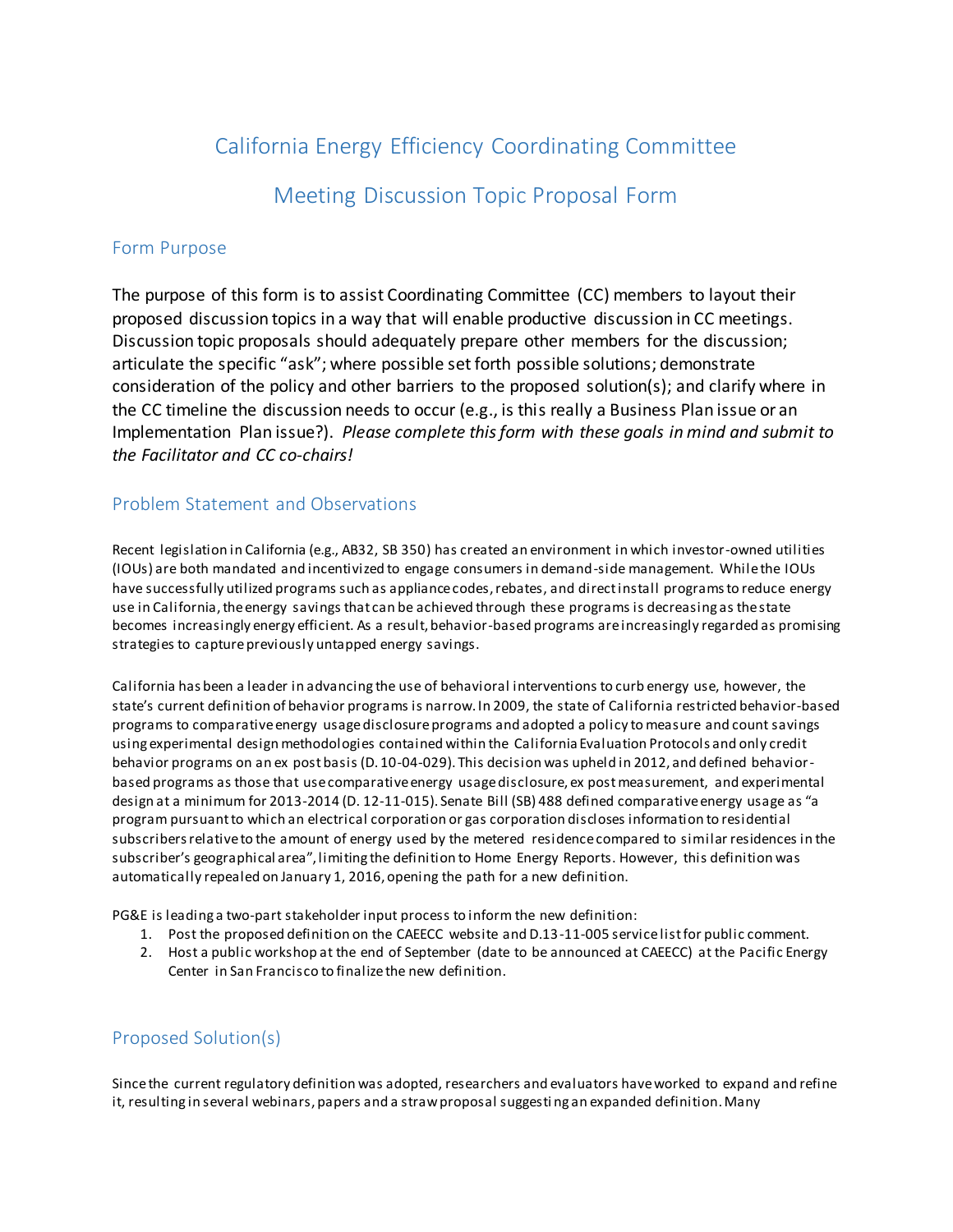# California Energy Efficiency Coordinating Committee

# Meeting Discussion Topic Proposal Form

## Form Purpose

The purpose of this form is to assist Coordinating Committee (CC) members to layout their proposed discussion topics in a way that will enable productive discussion in CC meetings. Discussion topic proposals should adequately prepare other members for the discussion; articulate the specific "ask"; where possible set forth possible solutions; demonstrate consideration of the policy and other barriers to the proposed solution(s); and clarify where in the CC timeline the discussion needs to occur (e.g., is this really a Business Plan issue or an Implementation Plan issue?). *Please complete this form with these goals in mind and submit to the Facilitator and CC co-chairs!*

## Problem Statement and Observations

Recent legislation in California (e.g., AB32, SB 350) has created an environment in which investor-owned utilities (IOUs) are both mandated and incentivized to engage consumers in demand-side management. While the IOUs have successfully utilized programs such as appliance codes, rebates, and direct install programs to reduce energy use in California, the energy savings that can be achieved through these programs is decreasing as the state becomes increasingly energy efficient. As a result, behavior-based programs are increasingly regarded as promising strategies to capture previously untapped energy savings.

California has been a leader in advancing the use of behavioral interventions to curb energy use, however, the state's current definition of behavior programs is narrow. In 2009, the state of California restricted behavior-based programs to comparative energy usage disclosure programs and adopted a policy to measure and count savings using experimental design methodologies contained within the California Evaluation Protocols and only credit behavior programs on an ex post basis (D. 10-04-029). This decision was upheld in 2012, and defined behavior-based programs as those that use comparative energy usage disclosure, ex post measurement, and experimental design at a minimum for 2013-2014 (D. 12-11-015). Senate Bill (SB) 488 defined comparative energy usage as "a program pursuant to which an electrical corporation or gas corporation discloses information to residential subscribers relative to the amount of energy used by the metered residence compared to similar residences in the subscriber's geographical area", limiting the definition to Home Energy Reports. However, this definition was automatically repealed on January 1, 2016, opening the path for a new definition.

PG&E is leading a two-part stakeholder input process to inform the new definition:

1. Post the proposed definition on the CAEECC website and D.13-11-005 service list for public comment.
2. Host a public workshop at the end of September (date to be announced at CAEECC) at the Pacific Energy Center in San Francisco to finalize the new definition.

## Proposed Solution(s)

Since the current regulatory definition was adopted, researchers and evaluators have worked to expand and refine it, resulting in several webinars, papers and a straw proposal suggesting an expanded definition. Many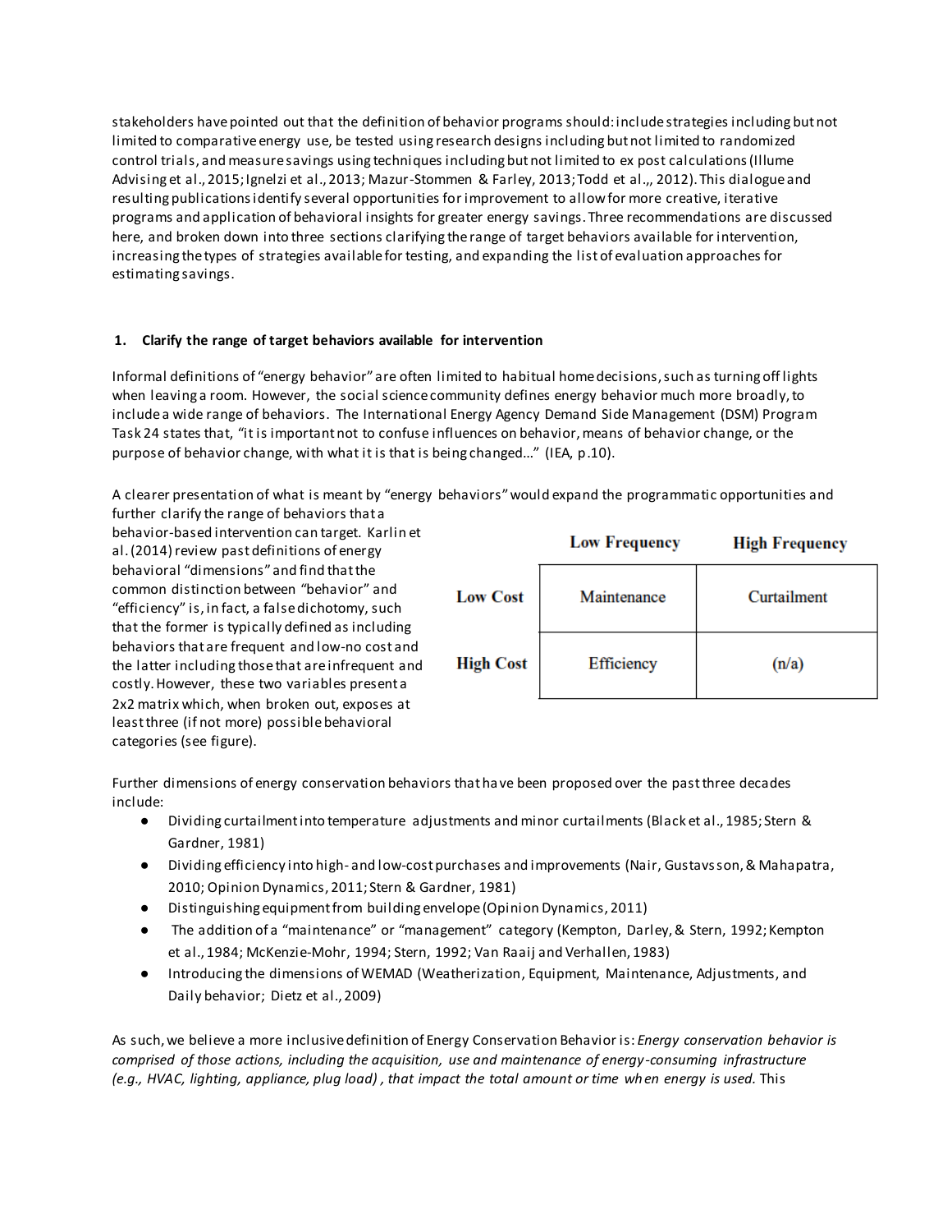stakeholders have pointed out that the definition of behavior programs should: include strategies including but not limited to comparative energy use, be tested using research designs including but not limited to randomized control trials, and measure savings using techniques including but not limited to ex post calculations (Illume Advising et al., 2015; Ignelzi et al., 2013; Mazur-Stommen & Farley, 2013; Todd et al.,, 2012). This dialogue and resulting publications identify several opportunities for improvement to allow for more creative, iterative programs and application of behavioral insights for greater energy savings. Three recommendations are discussed here, and broken down into three sections clarifying the range of target behaviors available for intervention, increasing the types of strategies available for testing, and expanding the list of evaluation approaches for estimating savings.

## 1. Clarify the range of target behaviors available for intervention

Informal definitions of "energy behavior" are often limited to habitual home decisions, such as turning off lights when leaving a room. However, the social science community defines energy behavior much more broadly, to include a wide range of behaviors. The International Energy Agency Demand Side Management (DSM) Program Task 24 states that, "it is important not to confuse influences on behavior, means of behavior change, or the purpose of behavior change, with what it is that is being changed…" (IEA, p.10).

A clearer presentation of what is meant by "energy behaviors" would expand the programmatic opportunities and further clarify the range of behaviors that a behavior-based intervention can target. Karlin et al. (2014) review past definitions of energy behavioral "dimensions" and find that the common distinction between "behavior" and "efficiency" is, in fact, a false dichotomy, such that the former is typically defined as including behaviors that are frequent and low-no cost and the latter including those that are infrequent and costly. However, these two variables present a 2x2 matrix which, when broken out, exposes at least three (if not more) possible behavioral categories (see figure).

| | Low Frequency | High Frequency |
|---|---|---|
| **Low Cost** | Maintenance | Curtailment |
| **High Cost** | Efficiency | (n/a) |

Further dimensions of energy conservation behaviors that have been proposed over the past three decades include:

- Dividing curtailment into temperature adjustments and minor curtailments (Black et al., 1985; Stern & Gardner, 1981)
- Dividing efficiency into high- and low-cost purchases and improvements (Nair, Gustavsson, & Mahapatra, 2010; Opinion Dynamics, 2011; Stern & Gardner, 1981)
- Distinguishing equipment from building envelope (Opinion Dynamics, 2011)
- The addition of a "maintenance" or "management" category (Kempton, Darley, & Stern, 1992; Kempton et al., 1984; McKenzie-Mohr, 1994; Stern, 1992; Van Raaij and Verhallen, 1983)
- Introducing the dimensions of WEMAD (Weatherization, Equipment, Maintenance, Adjustments, and Daily behavior; Dietz et al., 2009)

As such, we believe a more inclusive definition of Energy Conservation Behavior is: *Energy conservation behavior is comprised of those actions, including the acquisition, use and maintenance of energy-consuming infrastructure (e.g., HVAC, lighting, appliance, plug load), that impact the total amount or time when energy is used.* This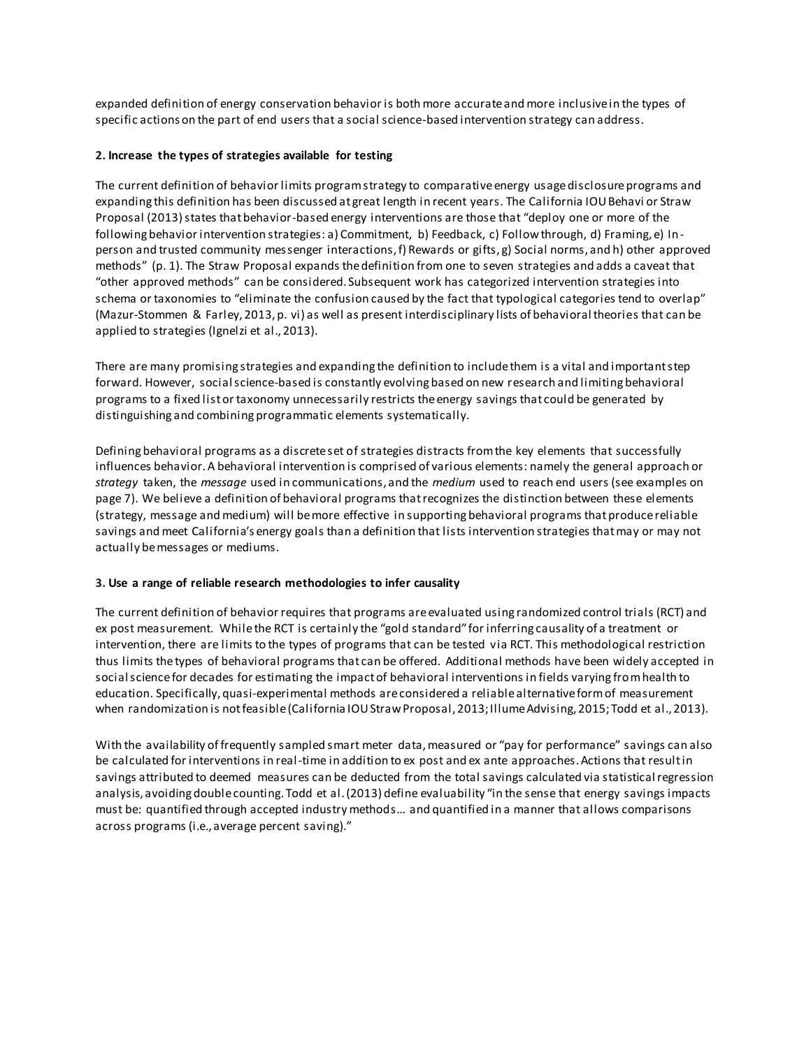expanded definition of energy conservation behavior is both more accurate and more inclusive in the types of specific actions on the part of end users that a social science-based intervention strategy can address.

**2. Increase the types of strategies available for testing**

The current definition of behavior limits program strategy to comparative energy usage disclosure programs and expanding this definition has been discussed at great length in recent years. The California IOU Behavior Straw Proposal (2013) states that behavior-based energy interventions are those that "deploy one or more of the following behavior intervention strategies: a) Commitment, b) Feedback, c) Follow through, d) Framing, e) In-person and trusted community messenger interactions, f) Rewards or gifts, g) Social norms, and h) other approved methods" (p. 1). The Straw Proposal expands the definition from one to seven strategies and adds a caveat that "other approved methods" can be considered. Subsequent work has categorized intervention strategies into schema or taxonomies to "eliminate the confusion caused by the fact that typological categories tend to overlap" (Mazur-Stommen & Farley, 2013, p. vi) as well as present interdisciplinary lists of behavioral theories that can be applied to strategies (Ignelzi et al., 2013).

There are many promising strategies and expanding the definition to include them is a vital and important step forward. However, social science-based is constantly evolving based on new research and limiting behavioral programs to a fixed list or taxonomy unnecessarily restricts the energy savings that could be generated by distinguishing and combining programmatic elements systematically.

Defining behavioral programs as a discrete set of strategies distracts from the key elements that successfully influences behavior. A behavioral intervention is comprised of various elements: namely the general approach or *strategy* taken, the *message* used in communications, and the *medium* used to reach end users (see examples on page 7). We believe a definition of behavioral programs that recognizes the distinction between these elements (strategy, message and medium) will be more effective in supporting behavioral programs that produce reliable savings and meet California's energy goals than a definition that lists intervention strategies that may or may not actually be messages or mediums.

**3. Use a range of reliable research methodologies to infer causality**

The current definition of behavior requires that programs are evaluated using randomized control trials (RCT) and ex post measurement. While the RCT is certainly the "gold standard" for inferring causality of a treatment or intervention, there are limits to the types of programs that can be tested via RCT. This methodological restriction thus limits the types of behavioral programs that can be offered. Additional methods have been widely accepted in social science for decades for estimating the impact of behavioral interventions in fields varying from health to education. Specifically, quasi-experimental methods are considered a reliable alternative form of measurement when randomization is not feasible (California IOU Straw Proposal, 2013; Illume Advising, 2015; Todd et al., 2013).

With the availability of frequently sampled smart meter data, measured or "pay for performance" savings can also be calculated for interventions in real-time in addition to ex post and ex ante approaches. Actions that result in savings attributed to deemed measures can be deducted from the total savings calculated via statistical regression analysis, avoiding double counting. Todd et al. (2013) define evaluability "in the sense that energy savings impacts must be: quantified through accepted industry methods… and quantified in a manner that allows comparisons across programs (i.e., average percent saving)."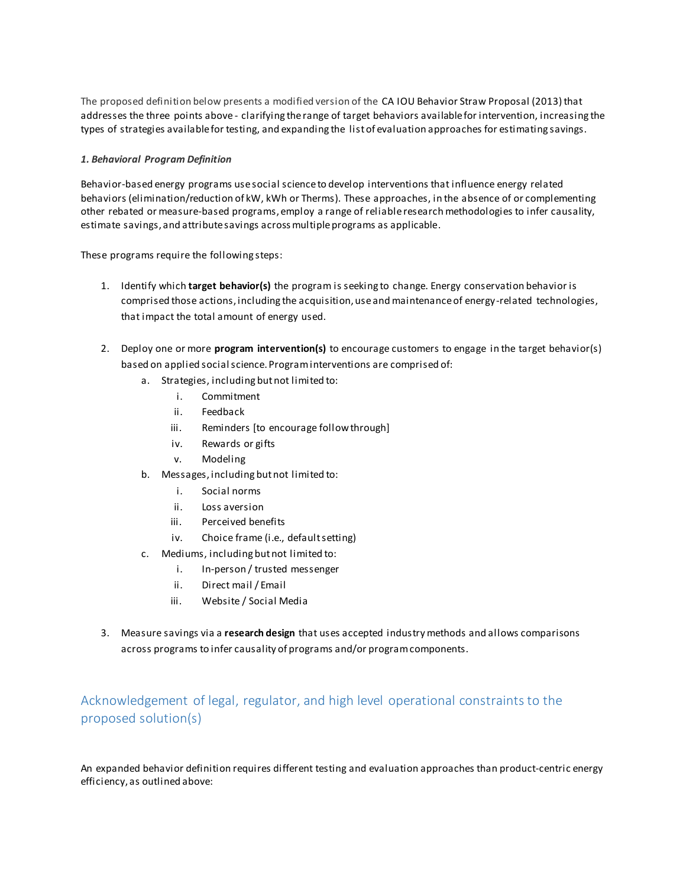The proposed definition below presents a modified version of the CA IOU Behavior Straw Proposal (2013) that addresses the three points above - clarifying the range of target behaviors available for intervention, increasing the types of strategies available for testing, and expanding the list of evaluation approaches for estimating savings.

***1. Behavioral Program Definition***

Behavior-based energy programs use social science to develop interventions that influence energy related behaviors (elimination/reduction of kW, kWh or Therms). These approaches, in the absence of or complementing other rebated or measure-based programs, employ a range of reliable research methodologies to infer causality, estimate savings, and attribute savings across multiple programs as applicable.

These programs require the following steps:

1. Identify which **target behavior(s)** the program is seeking to change. Energy conservation behavior is comprised those actions, including the acquisition, use and maintenance of energy-related technologies, that impact the total amount of energy used.

2. Deploy one or more **program intervention(s)** to encourage customers to engage in the target behavior(s) based on applied social science. Program interventions are comprised of:
   a. Strategies, including but not limited to:
      i. Commitment
      ii. Feedback
      iii. Reminders [to encourage follow through]
      iv. Rewards or gifts
      v. Modeling
   b. Messages, including but not limited to:
      i. Social norms
      ii. Loss aversion
      iii. Perceived benefits
      iv. Choice frame (i.e., default setting)
   c. Mediums, including but not limited to:
      i. In-person / trusted messenger
      ii. Direct mail / Email
      iii. Website / Social Media

3. Measure savings via a **research design** that uses accepted industry methods and allows comparisons across programs to infer causality of programs and/or program components.

## Acknowledgement of legal, regulator, and high level operational constraints to the proposed solution(s)

An expanded behavior definition requires different testing and evaluation approaches than product-centric energy efficiency, as outlined above: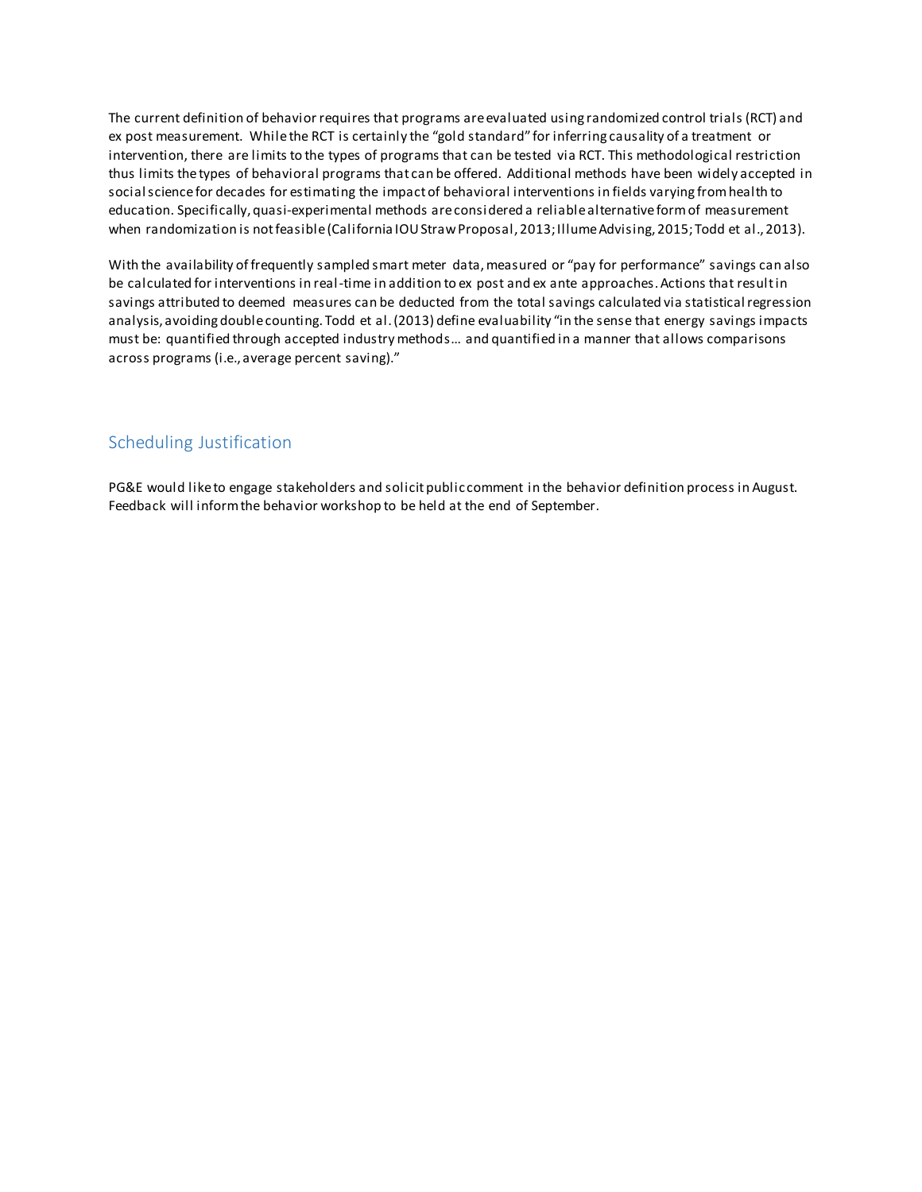The current definition of behavior requires that programs are evaluated using randomized control trials (RCT) and ex post measurement. While the RCT is certainly the "gold standard" for inferring causality of a treatment or intervention, there are limits to the types of programs that can be tested via RCT. This methodological restriction thus limits the types of behavioral programs that can be offered. Additional methods have been widely accepted in social science for decades for estimating the impact of behavioral interventions in fields varying from health to education. Specifically, quasi-experimental methods are considered a reliable alternative form of measurement when randomization is not feasible (California IOU Straw Proposal, 2013; Illume Advising, 2015; Todd et al., 2013).

With the availability of frequently sampled smart meter data, measured or "pay for performance" savings can also be calculated for interventions in real-time in addition to ex post and ex ante approaches. Actions that result in savings attributed to deemed measures can be deducted from the total savings calculated via statistical regression analysis, avoiding double counting. Todd et al. (2013) define evaluability "in the sense that energy savings impacts must be: quantified through accepted industry methods… and quantified in a manner that allows comparisons across programs (i.e., average percent saving)."

## Scheduling Justification

PG&E would like to engage stakeholders and solicit public comment in the behavior definition process in August. Feedback will inform the behavior workshop to be held at the end of September.